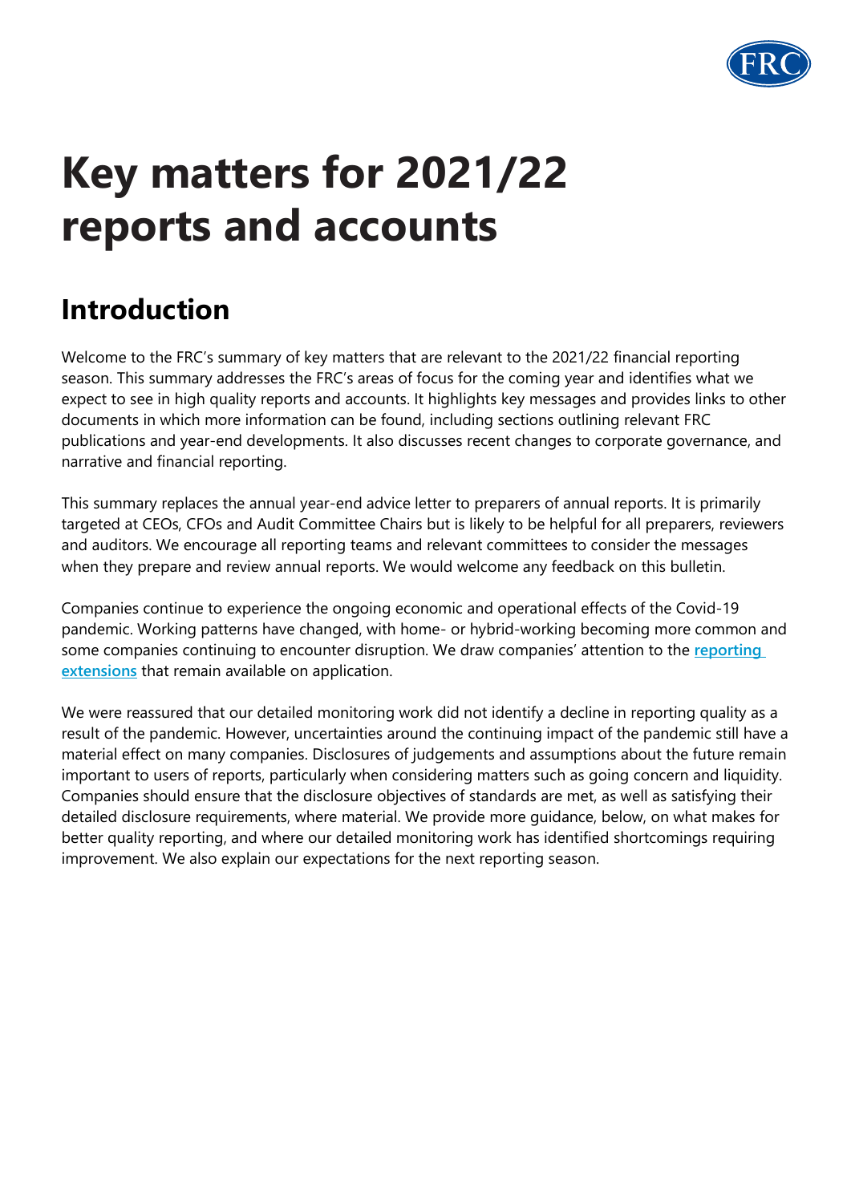# Key matters for 2021/22 reports and accounts

## Introduction

Welcome to the FRC's summary of key matters that are relevant to the 2021/22 financial reporting season. This summary addresses the FRC's areas of focus for the coming year and identifies what we expect to see in high quality reports and accounts. It highlights key messages and provides links to other documents in which more information can be found, including sections outlining relevant FRC publications and year-end developments. It also discusses recent changes to corporate governance, and narrative and financial reporting.

This summary replaces the annual year-end advice letter to preparers of annual reports. It is primarily targeted at CEOs, CFOs and Audit Committee Chairs but is likely to be helpful for all preparers, reviewers and auditors. We encourage all reporting teams and relevant committees to consider the messages when they prepare and review annual reports. We would welcome any feedback on this bulletin.

Companies continue to experience the ongoing economic and operational effects of the Covid-19 pandemic. Working patterns have changed, with home- or hybrid-working becoming more common and some companies continuing to encounter disruption. We draw companies' attention to the **reporting extensions** that remain available on application.

We were reassured that our detailed monitoring work did not identify a decline in reporting quality as a result of the pandemic. However, uncertainties around the continuing impact of the pandemic still have a material effect on many companies. Disclosures of judgements and assumptions about the future remain important to users of reports, particularly when considering matters such as going concern and liquidity. Companies should ensure that the disclosure objectives of standards are met, as well as satisfying their detailed disclosure requirements, where material. We provide more guidance, below, on what makes for better quality reporting, and where our detailed monitoring work has identified shortcomings requiring improvement. We also explain our expectations for the next reporting season.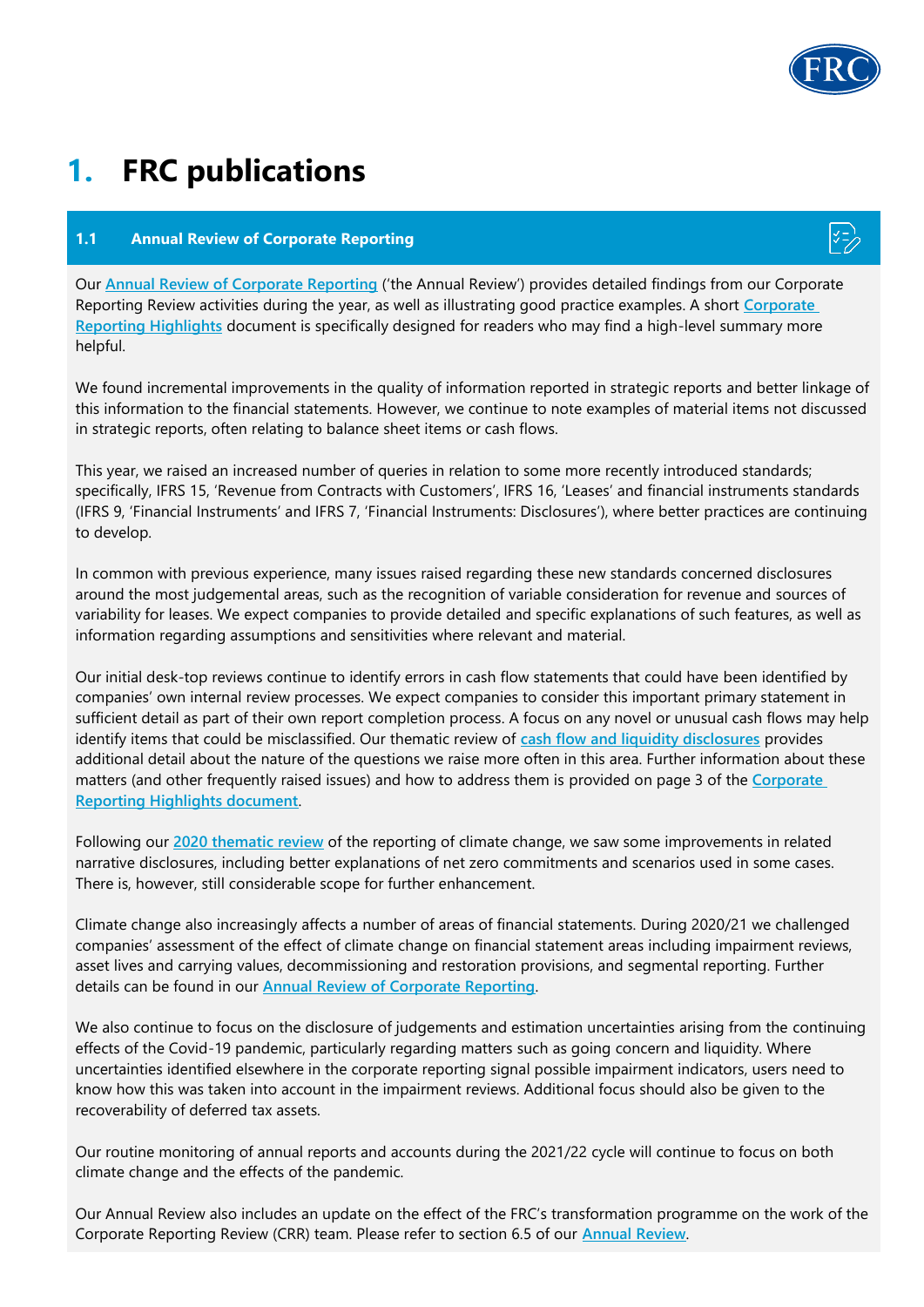# 1. FRC publications

## 1.1 Annual Review of Corporate Reporting

Our **Annual Review of Corporate Reporting** ('the Annual Review') provides detailed findings from our Corporate Reporting Review activities during the year, as well as illustrating good practice examples. A short **Corporate Reporting Highlights** document is specifically designed for readers who may find a high-level summary more helpful.

We found incremental improvements in the quality of information reported in strategic reports and better linkage of this information to the financial statements. However, we continue to note examples of material items not discussed in strategic reports, often relating to balance sheet items or cash flows.

This year, we raised an increased number of queries in relation to some more recently introduced standards; specifically, IFRS 15, 'Revenue from Contracts with Customers', IFRS 16, 'Leases' and financial instruments standards (IFRS 9, 'Financial Instruments' and IFRS 7, 'Financial Instruments: Disclosures'), where better practices are continuing to develop.

In common with previous experience, many issues raised regarding these new standards concerned disclosures around the most judgemental areas, such as the recognition of variable consideration for revenue and sources of variability for leases. We expect companies to provide detailed and specific explanations of such features, as well as information regarding assumptions and sensitivities where relevant and material.

Our initial desk-top reviews continue to identify errors in cash flow statements that could have been identified by companies' own internal review processes. We expect companies to consider this important primary statement in sufficient detail as part of their own report completion process. A focus on any novel or unusual cash flows may help identify items that could be misclassified. Our thematic review of **cash flow and liquidity disclosures** provides additional detail about the nature of the questions we raise more often in this area. Further information about these matters (and other frequently raised issues) and how to address them is provided on page 3 of the **Corporate Reporting Highlights document**.

Following our **2020 thematic review** of the reporting of climate change, we saw some improvements in related narrative disclosures, including better explanations of net zero commitments and scenarios used in some cases. There is, however, still considerable scope for further enhancement.

Climate change also increasingly affects a number of areas of financial statements. During 2020/21 we challenged companies' assessment of the effect of climate change on financial statement areas including impairment reviews, asset lives and carrying values, decommissioning and restoration provisions, and segmental reporting. Further details can be found in our **Annual Review of Corporate Reporting**.

We also continue to focus on the disclosure of judgements and estimation uncertainties arising from the continuing effects of the Covid-19 pandemic, particularly regarding matters such as going concern and liquidity. Where uncertainties identified elsewhere in the corporate reporting signal possible impairment indicators, users need to know how this was taken into account in the impairment reviews. Additional focus should also be given to the recoverability of deferred tax assets.

Our routine monitoring of annual reports and accounts during the 2021/22 cycle will continue to focus on both climate change and the effects of the pandemic.

Our Annual Review also includes an update on the effect of the FRC's transformation programme on the work of the Corporate Reporting Review (CRR) team. Please refer to section 6.5 of our **Annual Review**.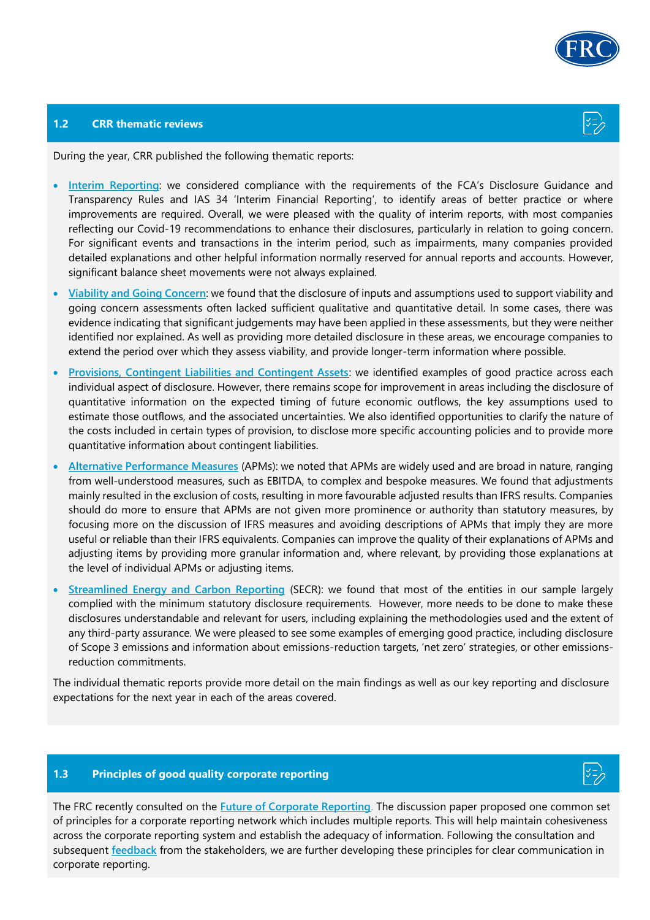## 1.2 CRR thematic reviews

During the year, CRR published the following thematic reports:

- **Interim Reporting**: we considered compliance with the requirements of the FCA's Disclosure Guidance and Transparency Rules and IAS 34 'Interim Financial Reporting', to identify areas of better practice or where improvements are required. Overall, we were pleased with the quality of interim reports, with most companies reflecting our Covid-19 recommendations to enhance their disclosures, particularly in relation to going concern. For significant events and transactions in the interim period, such as impairments, many companies provided detailed explanations and other helpful information normally reserved for annual reports and accounts. However, significant balance sheet movements were not always explained.
- **Viability and Going Concern**: we found that the disclosure of inputs and assumptions used to support viability and going concern assessments often lacked sufficient qualitative and quantitative detail. In some cases, there was evidence indicating that significant judgements may have been applied in these assessments, but they were neither identified nor explained. As well as providing more detailed disclosure in these areas, we encourage companies to extend the period over which they assess viability, and provide longer-term information where possible.
- **Provisions, Contingent Liabilities and Contingent Assets**: we identified examples of good practice across each individual aspect of disclosure. However, there remains scope for improvement in areas including the disclosure of quantitative information on the expected timing of future economic outflows, the key assumptions used to estimate those outflows, and the associated uncertainties. We also identified opportunities to clarify the nature of the costs included in certain types of provision, to disclose more specific accounting policies and to provide more quantitative information about contingent liabilities.
- **Alternative Performance Measures** (APMs): we noted that APMs are widely used and are broad in nature, ranging from well-understood measures, such as EBITDA, to complex and bespoke measures. We found that adjustments mainly resulted in the exclusion of costs, resulting in more favourable adjusted results than IFRS results. Companies should do more to ensure that APMs are not given more prominence or authority than statutory measures, by focusing more on the discussion of IFRS measures and avoiding descriptions of APMs that imply they are more useful or reliable than their IFRS equivalents. Companies can improve the quality of their explanations of APMs and adjusting items by providing more granular information and, where relevant, by providing those explanations at the level of individual APMs or adjusting items.
- **Streamlined Energy and Carbon Reporting** (SECR): we found that most of the entities in our sample largely complied with the minimum statutory disclosure requirements. However, more needs to be done to make these disclosures understandable and relevant for users, including explaining the methodologies used and the extent of any third-party assurance. We were pleased to see some examples of emerging good practice, including disclosure of Scope 3 emissions and information about emissions-reduction targets, 'net zero' strategies, or other emissions-reduction commitments.

The individual thematic reports provide more detail on the main findings as well as our key reporting and disclosure expectations for the next year in each of the areas covered.

## 1.3 Principles of good quality corporate reporting

The FRC recently consulted on the Future of Corporate Reporting. The discussion paper proposed one common set of principles for a corporate reporting network which includes multiple reports. This will help maintain cohesiveness across the corporate reporting system and establish the adequacy of information. Following the consultation and subsequent feedback from the stakeholders, we are further developing these principles for clear communication in corporate reporting.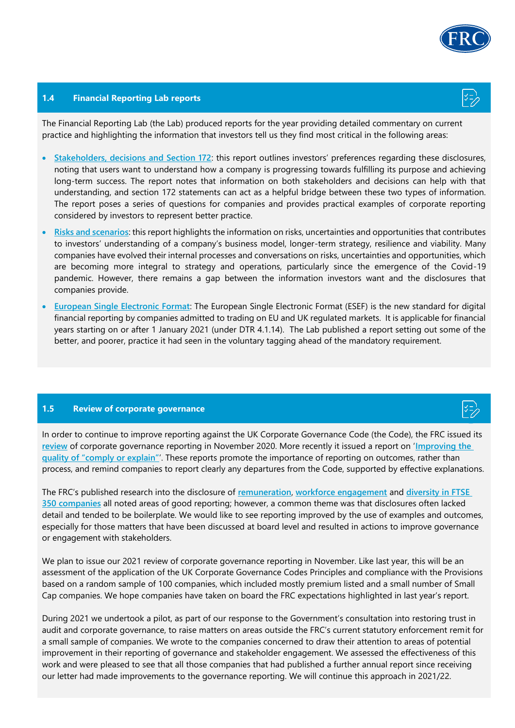## 1.4 Financial Reporting Lab reports

The Financial Reporting Lab (the Lab) produced reports for the year providing detailed commentary on current practice and highlighting the information that investors tell us they find most critical in the following areas:

- **Stakeholders, decisions and Section 172**: this report outlines investors' preferences regarding these disclosures, noting that users want to understand how a company is progressing towards fulfilling its purpose and achieving long-term success. The report notes that information on both stakeholders and decisions can help with that understanding, and section 172 statements can act as a helpful bridge between these two types of information. The report poses a series of questions for companies and provides practical examples of corporate reporting considered by investors to represent better practice.
- **Risks and scenarios**: this report highlights the information on risks, uncertainties and opportunities that contributes to investors' understanding of a company's business model, longer-term strategy, resilience and viability. Many companies have evolved their internal processes and conversations on risks, uncertainties and opportunities, which are becoming more integral to strategy and operations, particularly since the emergence of the Covid-19 pandemic. However, there remains a gap between the information investors want and the disclosures that companies provide.
- **European Single Electronic Format**: The European Single Electronic Format (ESEF) is the new standard for digital financial reporting by companies admitted to trading on EU and UK regulated markets. It is applicable for financial years starting on or after 1 January 2021 (under DTR 4.1.14). The Lab published a report setting out some of the better, and poorer, practice it had seen in the voluntary tagging ahead of the mandatory requirement.

## 1.5 Review of corporate governance

In order to continue to improve reporting against the UK Corporate Governance Code (the Code), the FRC issued its review of corporate governance reporting in November 2020. More recently it issued a report on 'Improving the quality of "comply or explain"'. These reports promote the importance of reporting on outcomes, rather than process, and remind companies to report clearly any departures from the Code, supported by effective explanations.

The FRC's published research into the disclosure of remuneration, workforce engagement and diversity in FTSE 350 companies all noted areas of good reporting; however, a common theme was that disclosures often lacked detail and tended to be boilerplate. We would like to see reporting improved by the use of examples and outcomes, especially for those matters that have been discussed at board level and resulted in actions to improve governance or engagement with stakeholders.

We plan to issue our 2021 review of corporate governance reporting in November. Like last year, this will be an assessment of the application of the UK Corporate Governance Codes Principles and compliance with the Provisions based on a random sample of 100 companies, which included mostly premium listed and a small number of Small Cap companies. We hope companies have taken on board the FRC expectations highlighted in last year's report.

During 2021 we undertook a pilot, as part of our response to the Government's consultation into restoring trust in audit and corporate governance, to raise matters on areas outside the FRC's current statutory enforcement remit for a small sample of companies. We wrote to the companies concerned to draw their attention to areas of potential improvement in their reporting of governance and stakeholder engagement. We assessed the effectiveness of this work and were pleased to see that all those companies that had published a further annual report since receiving our letter had made improvements to the governance reporting. We will continue this approach in 2021/22.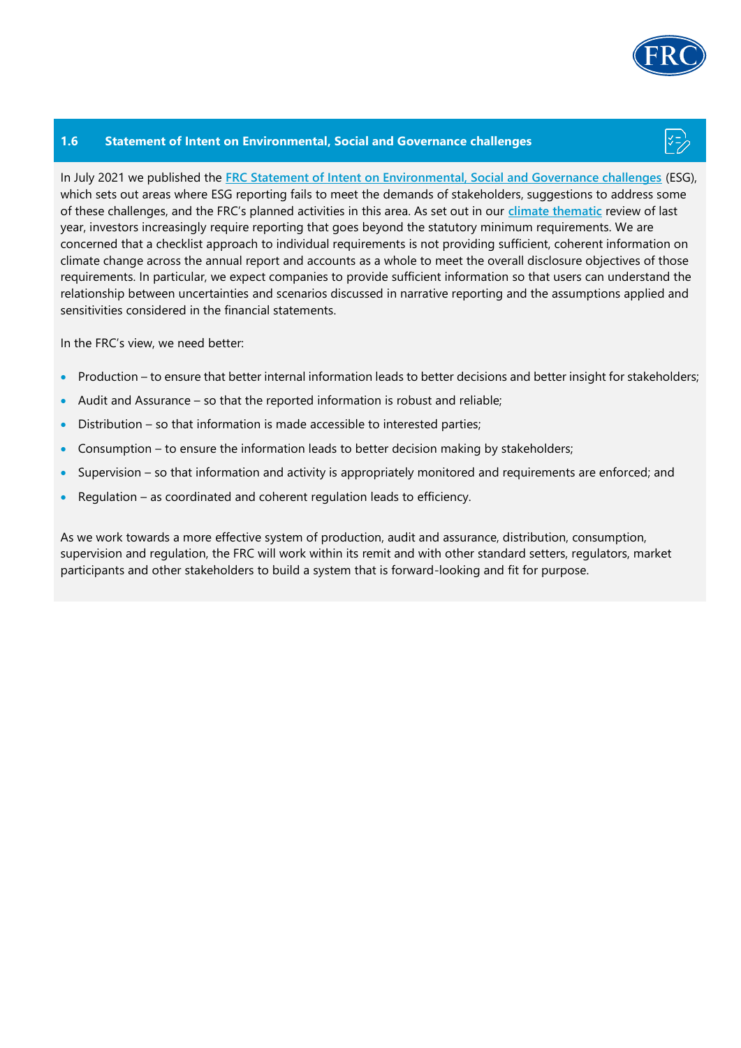## 1.6 Statement of Intent on Environmental, Social and Governance challenges

In July 2021 we published the [FRC Statement of Intent on Environmental, Social and Governance challenges] (ESG), which sets out areas where ESG reporting fails to meet the demands of stakeholders, suggestions to address some of these challenges, and the FRC's planned activities in this area. As set out in our **[climate thematic]** review of last year, investors increasingly require reporting that goes beyond the statutory minimum requirements. We are concerned that a checklist approach to individual requirements is not providing sufficient, coherent information on climate change across the annual report and accounts as a whole to meet the overall disclosure objectives of those requirements. In particular, we expect companies to provide sufficient information so that users can understand the relationship between uncertainties and scenarios discussed in narrative reporting and the assumptions applied and sensitivities considered in the financial statements.

In the FRC's view, we need better:

- Production – to ensure that better internal information leads to better decisions and better insight for stakeholders;
- Audit and Assurance – so that the reported information is robust and reliable;
- Distribution – so that information is made accessible to interested parties;
- Consumption – to ensure the information leads to better decision making by stakeholders;
- Supervision – so that information and activity is appropriately monitored and requirements are enforced; and
- Regulation – as coordinated and coherent regulation leads to efficiency.

As we work towards a more effective system of production, audit and assurance, distribution, consumption, supervision and regulation, the FRC will work within its remit and with other standard setters, regulators, market participants and other stakeholders to build a system that is forward-looking and fit for purpose.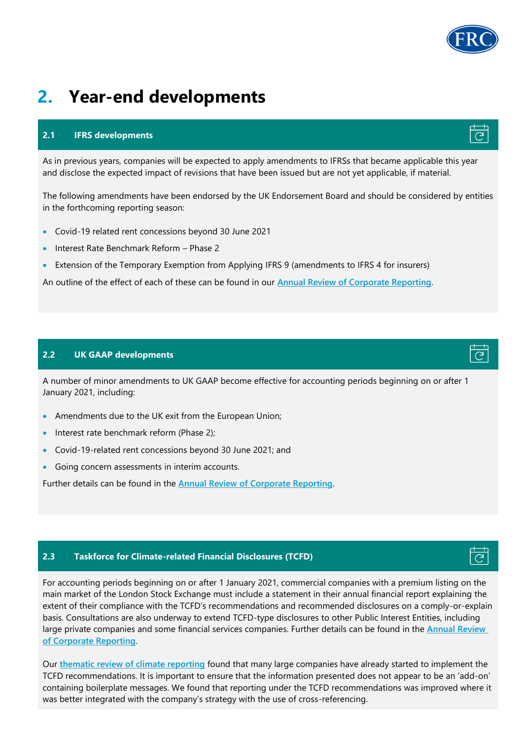# 2. Year-end developments

## 2.1 IFRS developments

As in previous years, companies will be expected to apply amendments to IFRSs that became applicable this year and disclose the expected impact of revisions that have been issued but are not yet applicable, if material.

The following amendments have been endorsed by the UK Endorsement Board and should be considered by entities in the forthcoming reporting season:

- Covid-19 related rent concessions beyond 30 June 2021
- Interest Rate Benchmark Reform – Phase 2
- Extension of the Temporary Exemption from Applying IFRS 9 (amendments to IFRS 4 for insurers)

An outline of the effect of each of these can be found in our Annual Review of Corporate Reporting.

## 2.2 UK GAAP developments

A number of minor amendments to UK GAAP become effective for accounting periods beginning on or after 1 January 2021, including:

- Amendments due to the UK exit from the European Union;
- Interest rate benchmark reform (Phase 2);
- Covid-19-related rent concessions beyond 30 June 2021; and
- Going concern assessments in interim accounts.

Further details can be found in the Annual Review of Corporate Reporting.

## 2.3 Taskforce for Climate-related Financial Disclosures (TCFD)

For accounting periods beginning on or after 1 January 2021, commercial companies with a premium listing on the main market of the London Stock Exchange must include a statement in their annual financial report explaining the extent of their compliance with the TCFD's recommendations and recommended disclosures on a comply-or-explain basis. Consultations are also underway to extend TCFD-type disclosures to other Public Interest Entities, including large private companies and some financial services companies. Further details can be found in the Annual Review of Corporate Reporting.

Our thematic review of climate reporting found that many large companies have already started to implement the TCFD recommendations. It is important to ensure that the information presented does not appear to be an 'add-on' containing boilerplate messages. We found that reporting under the TCFD recommendations was improved where it was better integrated with the company's strategy with the use of cross-referencing.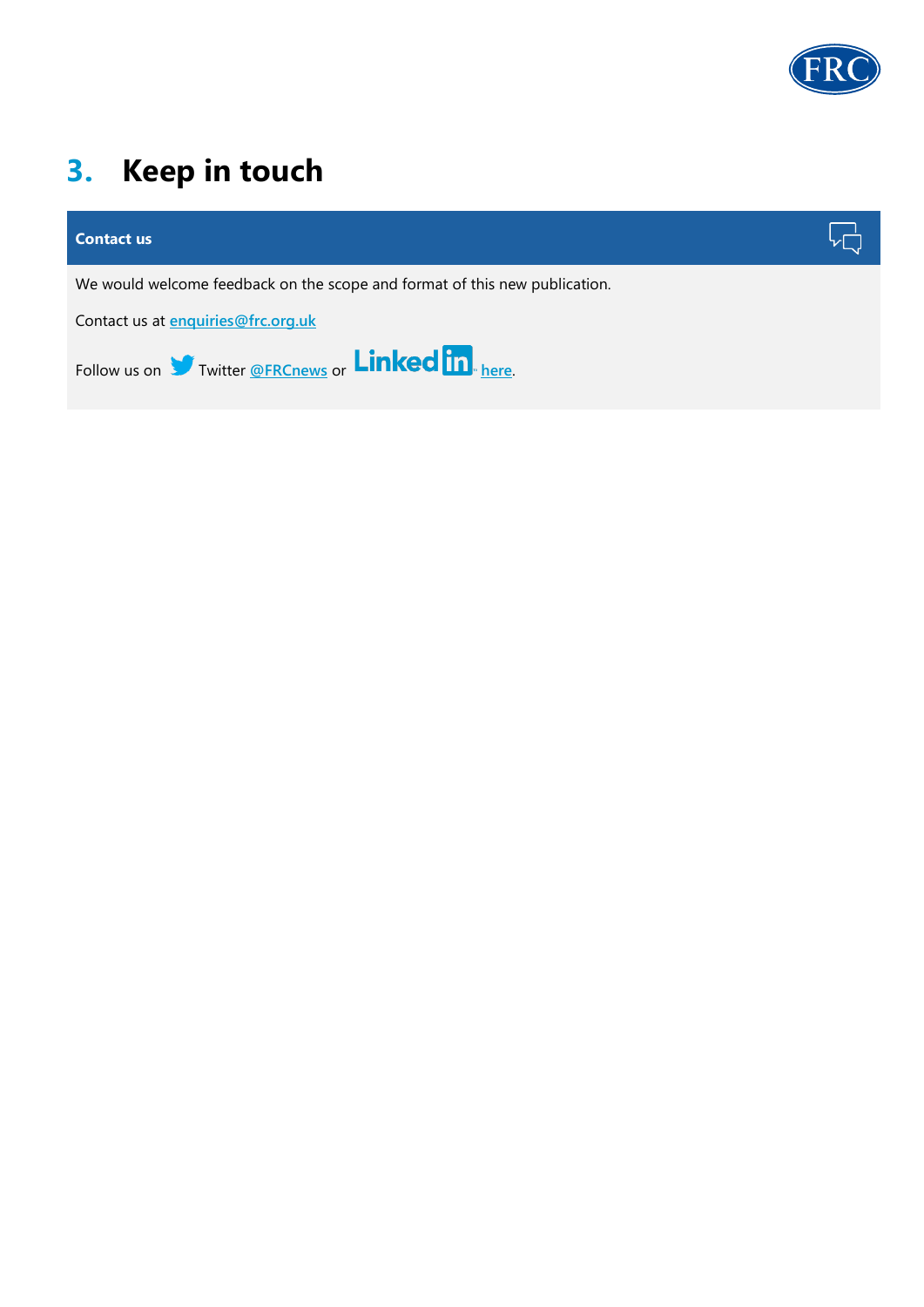## 3. Keep in touch

**Contact us**

We would welcome feedback on the scope and format of this new publication.

Contact us at enquiries@frc.org.uk

Follow us on Twitter @FRCnews or LinkedIn here.